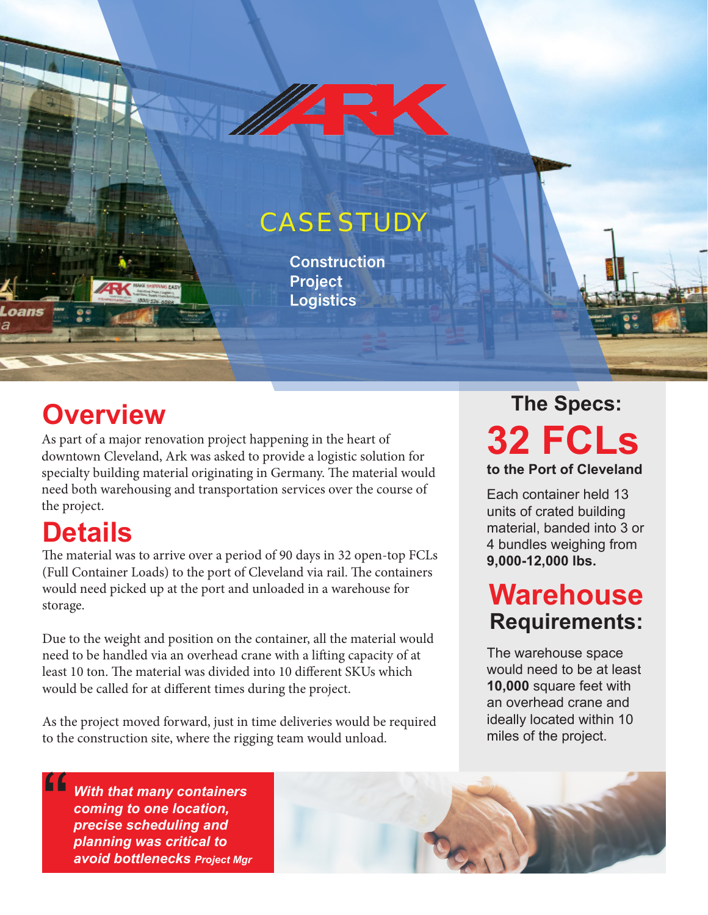# CASE STUDY

**Construction Project Logistics**

## Overview

As part of a major renovation project happening in the heart of downtown Cleveland, Ark was asked to provide a logistic solution for specialty building material originating in Germany. The material would need both warehousing and transportation services over the course of the project.

## Details

The material was to arrive over a period of 90 days in 32 open-top FCLs (Full Container Loads) to the port of Cleveland via rail. The containers would need picked up at the port and unloaded in a warehouse for storage.

Due to the weight and position on the container, all the material would need to be handled via an overhead crane with a lifting capacity of at least 10 ton. The material was divided into 10 different SKUs which would be called for at different times during the project.

As the project moved forward, just in time deliveries would be required to the construction site, where the rigging team would unload.

> ***With that many containers coming to one location, precise scheduling and planning was critical to avoid bottlenecks*** *Project Mgr*

## The Specs:

# 32 FCLs

**to the Port of Cleveland**

Each container held 13 units of crated building material, banded into 3 or 4 bundles weighing from **9,000-12,000 lbs.**

## Warehouse Requirements:

The warehouse space would need to be at least **10,000** square feet with an overhead crane and ideally located within 10 miles of the project.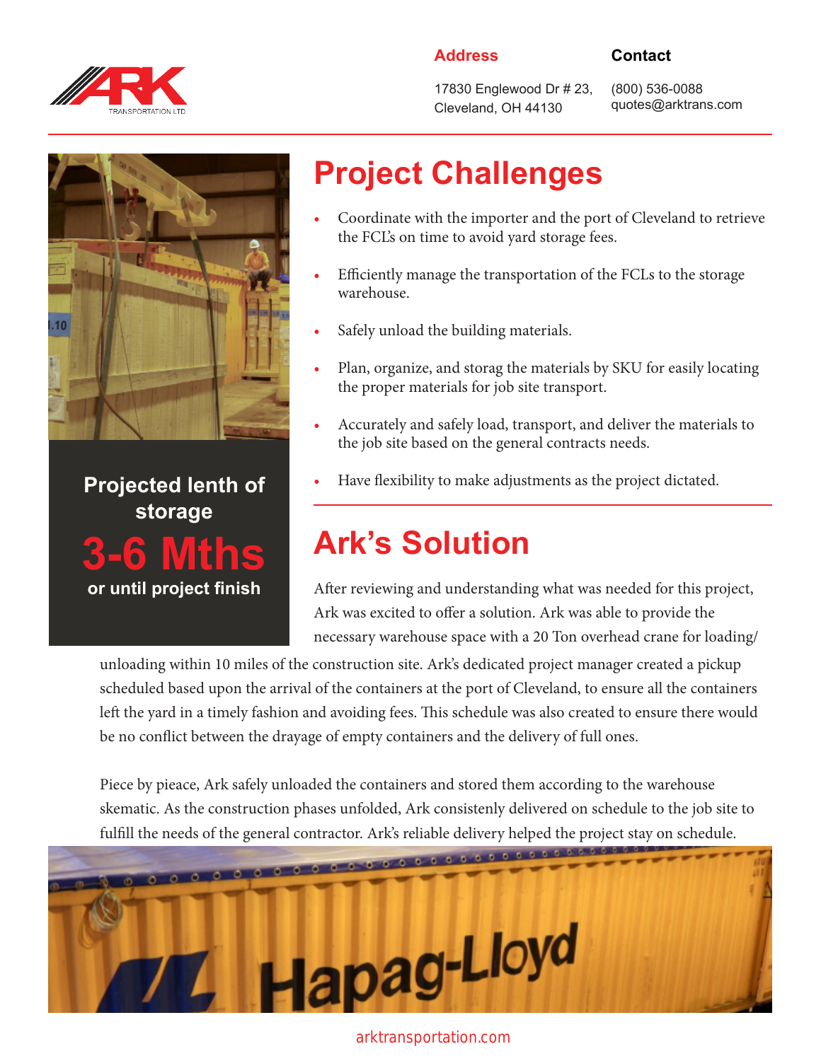ARK TRANSPORTATION LTD

**Address**

17830 Englewood Dr # 23,
Cleveland, OH 44130

**Contact**

(800) 536-0088
quotes@arktrans.com

**Projected lenth of storage**

**3-6 Mths**

**or until project finish**

# Project Challenges

- Coordinate with the importer and the port of Cleveland to retrieve the FCL's on time to avoid yard storage fees.
- Efficiently manage the transportation of the FCLs to the storage warehouse.
- Safely unload the building materials.
- Plan, organize, and storag the materials by SKU for easily locating the proper materials for job site transport.
- Accurately and safely load, transport, and deliver the materials to the job site based on the general contracts needs.
- Have flexibility to make adjustments as the project dictated.

# Ark's Solution

After reviewing and understanding what was needed for this project, Ark was excited to offer a solution. Ark was able to provide the necessary warehouse space with a 20 Ton overhead crane for loading/unloading within 10 miles of the construction site. Ark's dedicated project manager created a pickup scheduled based upon the arrival of the containers at the port of Cleveland, to ensure all the containers left the yard in a timely fashion and avoiding fees. This schedule was also created to ensure there would be no conflict between the drayage of empty containers and the delivery of full ones.

Piece by pieace, Ark safely unloaded the containers and stored them according to the warehouse skematic. As the construction phases unfolded, Ark consistenly delivered on schedule to the job site to fulfill the needs of the general contractor. Ark's reliable delivery helped the project stay on schedule.

arktransportation.com